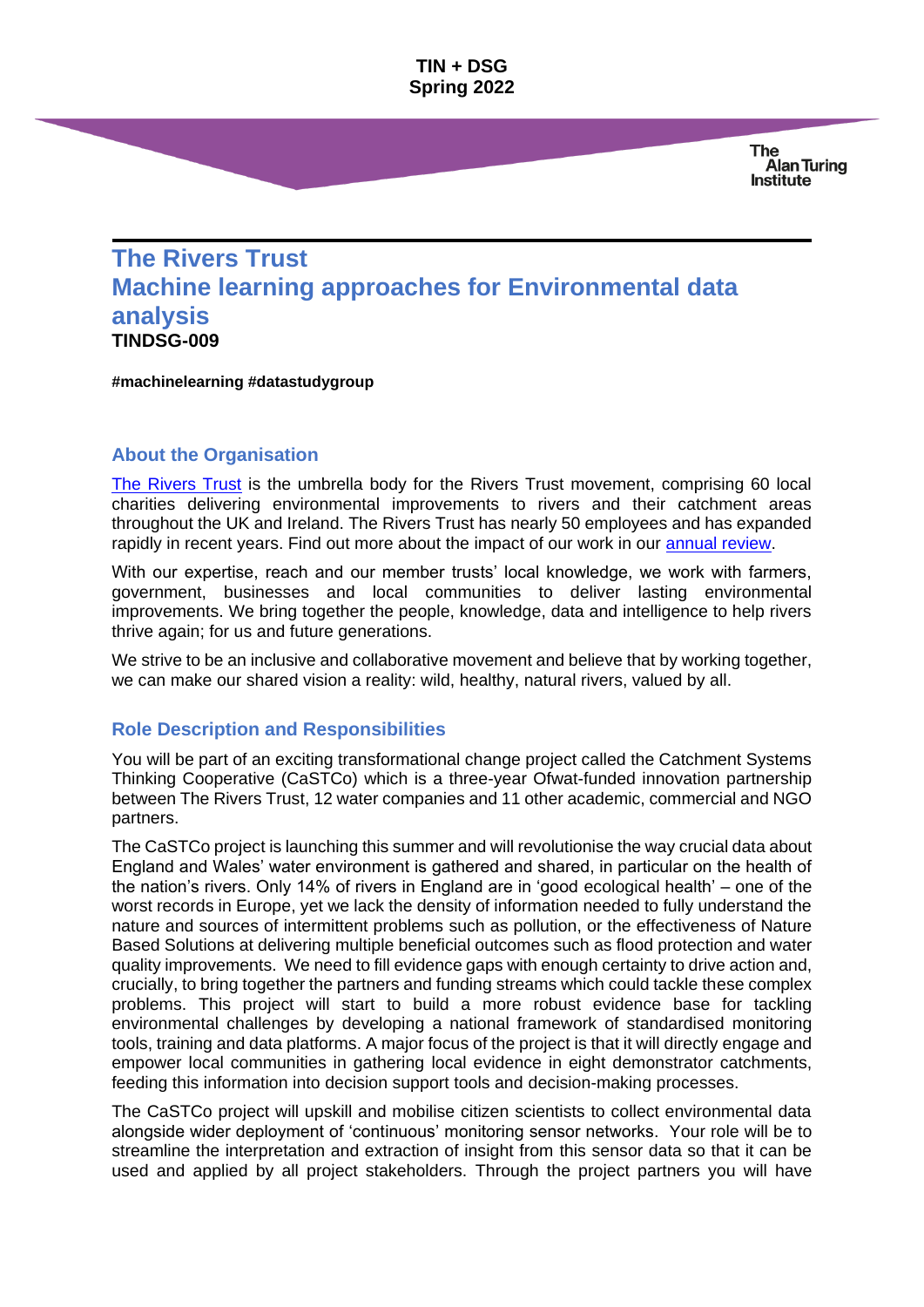**TIN + DSG**
**Spring 2022**

The Alan Turing Institute

# The Rivers Trust
# Machine learning approaches for Environmental data analysis
**TINDSG-009**

**#machinelearning #datastudygroup**

## About the Organisation

[The Rivers Trust](#) is the umbrella body for the Rivers Trust movement, comprising 60 local charities delivering environmental improvements to rivers and their catchment areas throughout the UK and Ireland. The Rivers Trust has nearly 50 employees and has expanded rapidly in recent years. Find out more about the impact of our work in our [annual review](#).

With our expertise, reach and our member trusts' local knowledge, we work with farmers, government, businesses and local communities to deliver lasting environmental improvements. We bring together the people, knowledge, data and intelligence to help rivers thrive again; for us and future generations.

We strive to be an inclusive and collaborative movement and believe that by working together, we can make our shared vision a reality: wild, healthy, natural rivers, valued by all.

## Role Description and Responsibilities

You will be part of an exciting transformational change project called the Catchment Systems Thinking Cooperative (CaSTCo) which is a three-year Ofwat-funded innovation partnership between The Rivers Trust, 12 water companies and 11 other academic, commercial and NGO partners.

The CaSTCo project is launching this summer and will revolutionise the way crucial data about England and Wales' water environment is gathered and shared, in particular on the health of the nation's rivers. Only 14% of rivers in England are in 'good ecological health' – one of the worst records in Europe, yet we lack the density of information needed to fully understand the nature and sources of intermittent problems such as pollution, or the effectiveness of Nature Based Solutions at delivering multiple beneficial outcomes such as flood protection and water quality improvements. We need to fill evidence gaps with enough certainty to drive action and, crucially, to bring together the partners and funding streams which could tackle these complex problems. This project will start to build a more robust evidence base for tackling environmental challenges by developing a national framework of standardised monitoring tools, training and data platforms. A major focus of the project is that it will directly engage and empower local communities in gathering local evidence in eight demonstrator catchments, feeding this information into decision support tools and decision-making processes.

The CaSTCo project will upskill and mobilise citizen scientists to collect environmental data alongside wider deployment of 'continuous' monitoring sensor networks. Your role will be to streamline the interpretation and extraction of insight from this sensor data so that it can be used and applied by all project stakeholders. Through the project partners you will have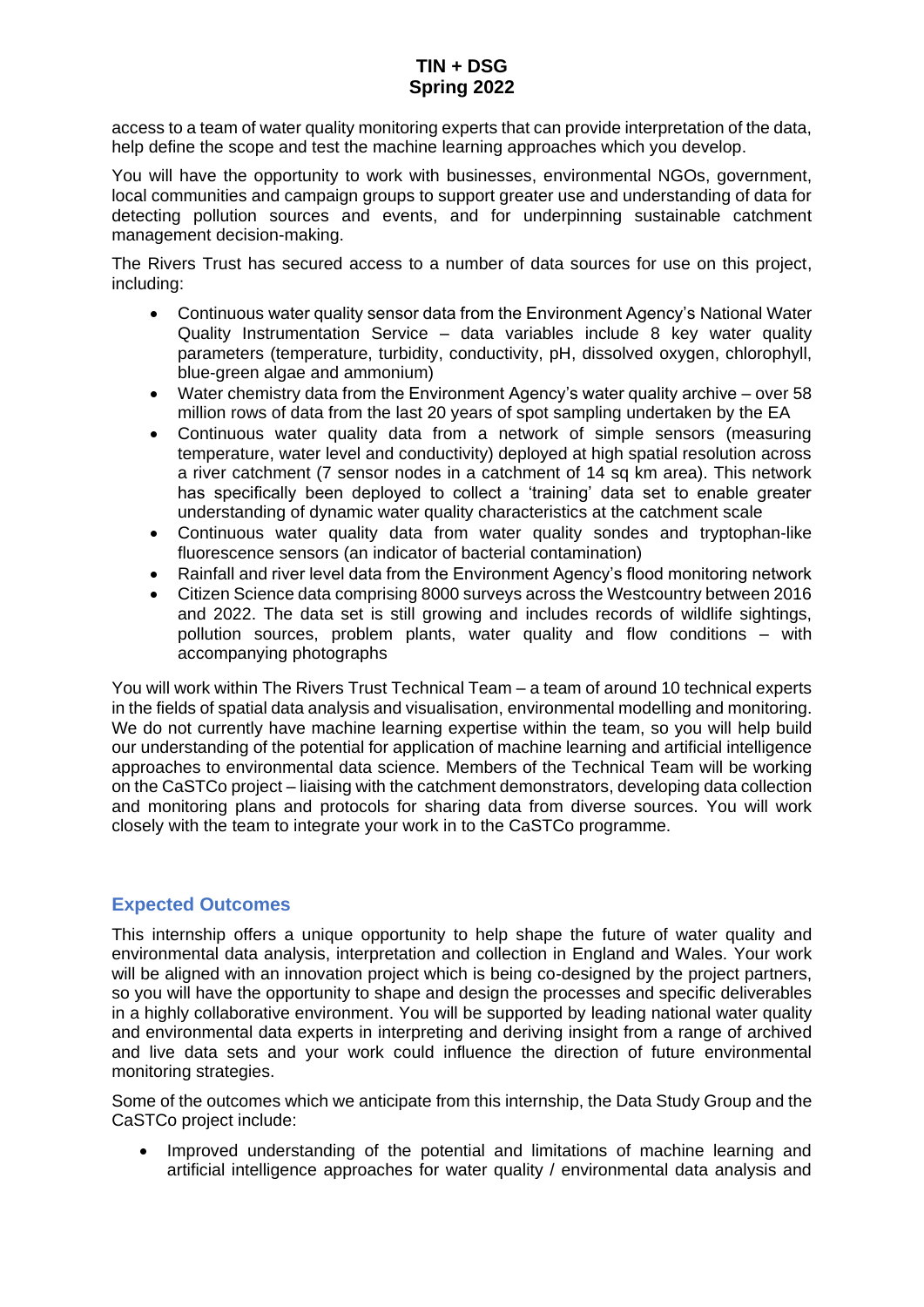access to a team of water quality monitoring experts that can provide interpretation of the data, help define the scope and test the machine learning approaches which you develop.

You will have the opportunity to work with businesses, environmental NGOs, government, local communities and campaign groups to support greater use and understanding of data for detecting pollution sources and events, and for underpinning sustainable catchment management decision-making.

The Rivers Trust has secured access to a number of data sources for use on this project, including:

- Continuous water quality sensor data from the Environment Agency's National Water Quality Instrumentation Service – data variables include 8 key water quality parameters (temperature, turbidity, conductivity, pH, dissolved oxygen, chlorophyll, blue-green algae and ammonium)
- Water chemistry data from the Environment Agency's water quality archive – over 58 million rows of data from the last 20 years of spot sampling undertaken by the EA
- Continuous water quality data from a network of simple sensors (measuring temperature, water level and conductivity) deployed at high spatial resolution across a river catchment (7 sensor nodes in a catchment of 14 sq km area). This network has specifically been deployed to collect a 'training' data set to enable greater understanding of dynamic water quality characteristics at the catchment scale
- Continuous water quality data from water quality sondes and tryptophan-like fluorescence sensors (an indicator of bacterial contamination)
- Rainfall and river level data from the Environment Agency's flood monitoring network
- Citizen Science data comprising 8000 surveys across the Westcountry between 2016 and 2022. The data set is still growing and includes records of wildlife sightings, pollution sources, problem plants, water quality and flow conditions – with accompanying photographs

You will work within The Rivers Trust Technical Team – a team of around 10 technical experts in the fields of spatial data analysis and visualisation, environmental modelling and monitoring. We do not currently have machine learning expertise within the team, so you will help build our understanding of the potential for application of machine learning and artificial intelligence approaches to environmental data science. Members of the Technical Team will be working on the CaSTCo project – liaising with the catchment demonstrators, developing data collection and monitoring plans and protocols for sharing data from diverse sources. You will work closely with the team to integrate your work in to the CaSTCo programme.

## Expected Outcomes

This internship offers a unique opportunity to help shape the future of water quality and environmental data analysis, interpretation and collection in England and Wales. Your work will be aligned with an innovation project which is being co-designed by the project partners, so you will have the opportunity to shape and design the processes and specific deliverables in a highly collaborative environment. You will be supported by leading national water quality and environmental data experts in interpreting and deriving insight from a range of archived and live data sets and your work could influence the direction of future environmental monitoring strategies.

Some of the outcomes which we anticipate from this internship, the Data Study Group and the CaSTCo project include:

- Improved understanding of the potential and limitations of machine learning and artificial intelligence approaches for water quality / environmental data analysis and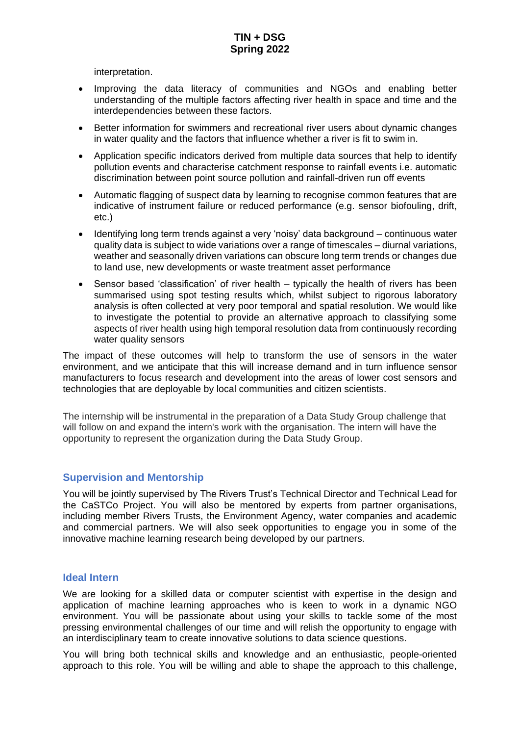interpretation.

- Improving the data literacy of communities and NGOs and enabling better understanding of the multiple factors affecting river health in space and time and the interdependencies between these factors.
- Better information for swimmers and recreational river users about dynamic changes in water quality and the factors that influence whether a river is fit to swim in.
- Application specific indicators derived from multiple data sources that help to identify pollution events and characterise catchment response to rainfall events i.e. automatic discrimination between point source pollution and rainfall-driven run off events
- Automatic flagging of suspect data by learning to recognise common features that are indicative of instrument failure or reduced performance (e.g. sensor biofouling, drift, etc.)
- Identifying long term trends against a very 'noisy' data background – continuous water quality data is subject to wide variations over a range of timescales – diurnal variations, weather and seasonally driven variations can obscure long term trends or changes due to land use, new developments or waste treatment asset performance
- Sensor based 'classification' of river health – typically the health of rivers has been summarised using spot testing results which, whilst subject to rigorous laboratory analysis is often collected at very poor temporal and spatial resolution. We would like to investigate the potential to provide an alternative approach to classifying some aspects of river health using high temporal resolution data from continuously recording water quality sensors

The impact of these outcomes will help to transform the use of sensors in the water environment, and we anticipate that this will increase demand and in turn influence sensor manufacturers to focus research and development into the areas of lower cost sensors and technologies that are deployable by local communities and citizen scientists.

The internship will be instrumental in the preparation of a Data Study Group challenge that will follow on and expand the intern's work with the organisation. The intern will have the opportunity to represent the organization during the Data Study Group.

## Supervision and Mentorship

You will be jointly supervised by The Rivers Trust's Technical Director and Technical Lead for the CaSTCo Project. You will also be mentored by experts from partner organisations, including member Rivers Trusts, the Environment Agency, water companies and academic and commercial partners. We will also seek opportunities to engage you in some of the innovative machine learning research being developed by our partners.

## Ideal Intern

We are looking for a skilled data or computer scientist with expertise in the design and application of machine learning approaches who is keen to work in a dynamic NGO environment. You will be passionate about using your skills to tackle some of the most pressing environmental challenges of our time and will relish the opportunity to engage with an interdisciplinary team to create innovative solutions to data science questions.

You will bring both technical skills and knowledge and an enthusiastic, people-oriented approach to this role. You will be willing and able to shape the approach to this challenge,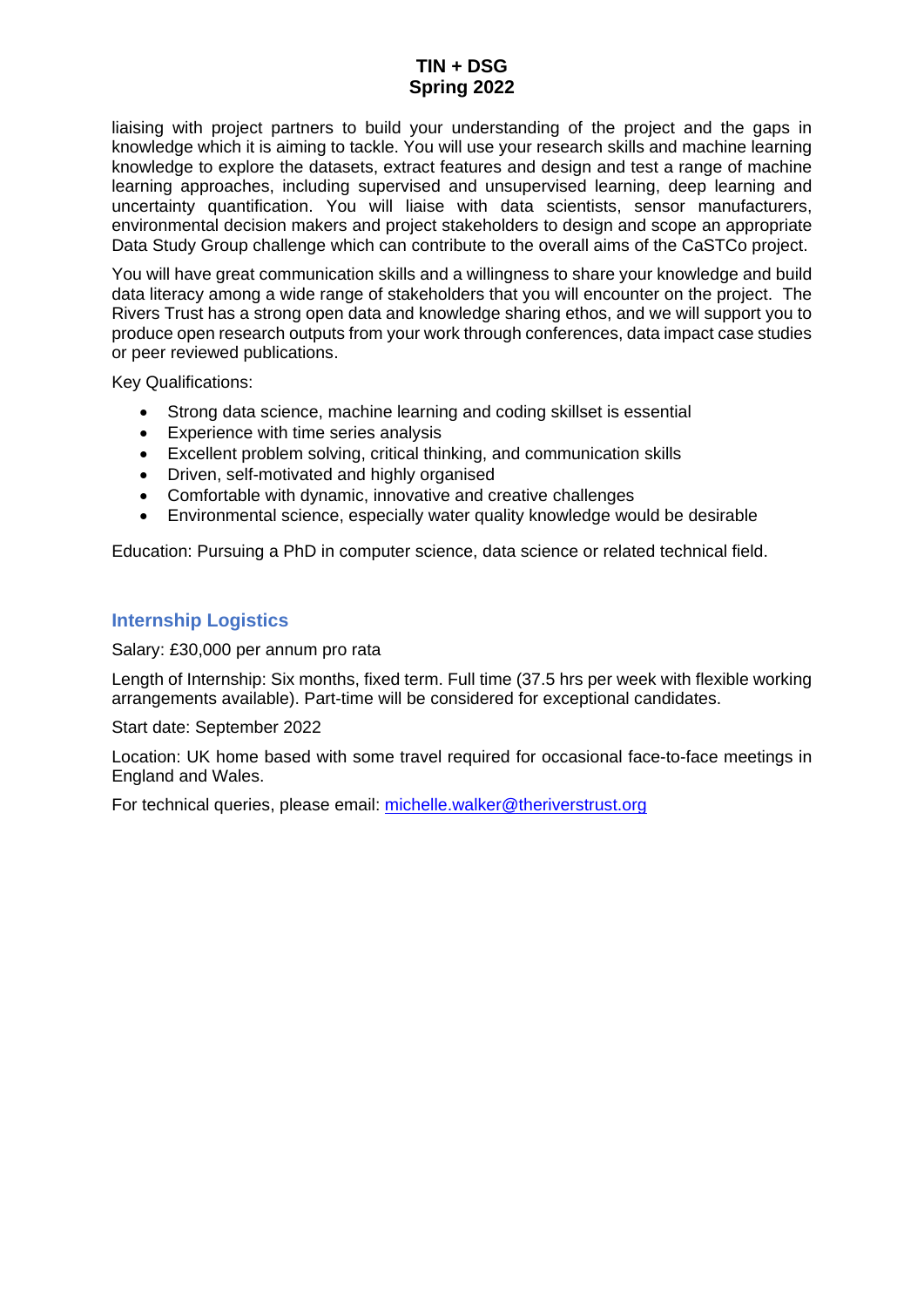liaising with project partners to build your understanding of the project and the gaps in knowledge which it is aiming to tackle. You will use your research skills and machine learning knowledge to explore the datasets, extract features and design and test a range of machine learning approaches, including supervised and unsupervised learning, deep learning and uncertainty quantification. You will liaise with data scientists, sensor manufacturers, environmental decision makers and project stakeholders to design and scope an appropriate Data Study Group challenge which can contribute to the overall aims of the CaSTCo project.

You will have great communication skills and a willingness to share your knowledge and build data literacy among a wide range of stakeholders that you will encounter on the project. The Rivers Trust has a strong open data and knowledge sharing ethos, and we will support you to produce open research outputs from your work through conferences, data impact case studies or peer reviewed publications.

Key Qualifications:

- Strong data science, machine learning and coding skillset is essential
- Experience with time series analysis
- Excellent problem solving, critical thinking, and communication skills
- Driven, self-motivated and highly organised
- Comfortable with dynamic, innovative and creative challenges
- Environmental science, especially water quality knowledge would be desirable

Education: Pursuing a PhD in computer science, data science or related technical field.

## Internship Logistics

Salary: £30,000 per annum pro rata

Length of Internship: Six months, fixed term. Full time (37.5 hrs per week with flexible working arrangements available). Part-time will be considered for exceptional candidates.

Start date: September 2022

Location: UK home based with some travel required for occasional face-to-face meetings in England and Wales.

For technical queries, please email: michelle.walker@theriverstrust.org